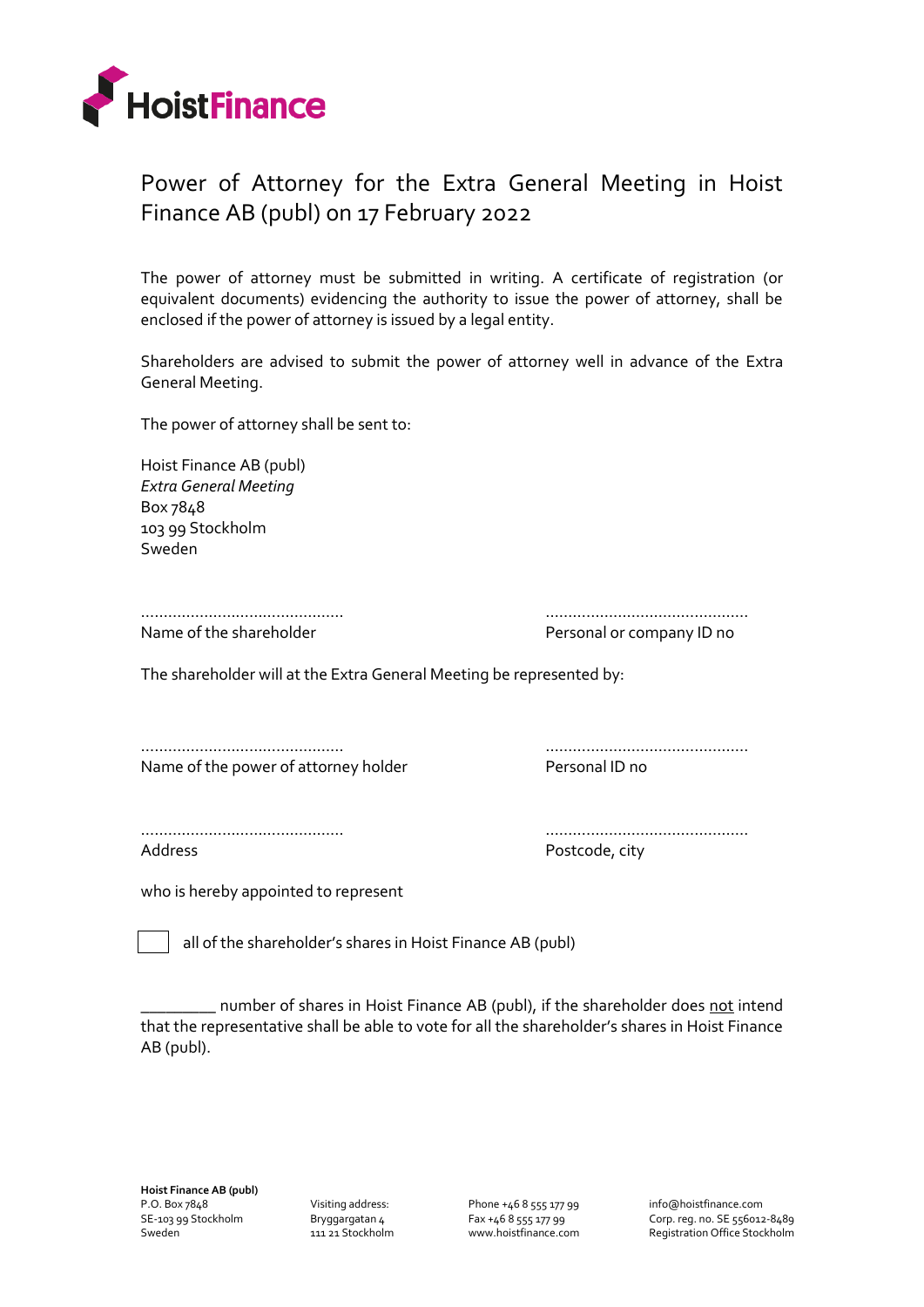# Power of Attorney for the Extra General Meeting in Hoist Finance AB (publ) on 17 February 2022

The power of attorney must be submitted in writing. A certificate of registration (or equivalent documents) evidencing the authority to issue the power of attorney, shall be enclosed if the power of attorney is issued by a legal entity.

Shareholders are advised to submit the power of attorney well in advance of the Extra General Meeting.

The power of attorney shall be sent to:

Hoist Finance AB (publ)
*Extra General Meeting*
Box 7848
103 99 Stockholm
Sweden

| ............................................ | ............................................ |
|---|---|
| Name of the shareholder | Personal or company ID no |

The shareholder will at the Extra General Meeting be represented by:

| ............................................ | ............................................ |
|---|---|
| Name of the power of attorney holder | Personal ID no |
| ............................................ | ............................................ |
| Address | Postcode, city |

who is hereby appointed to represent

☐ all of the shareholder's shares in Hoist Finance AB (publ)

_________ number of shares in Hoist Finance AB (publ), if the shareholder does <u>not</u> intend that the representative shall be able to vote for all the shareholder's shares in Hoist Finance AB (publ).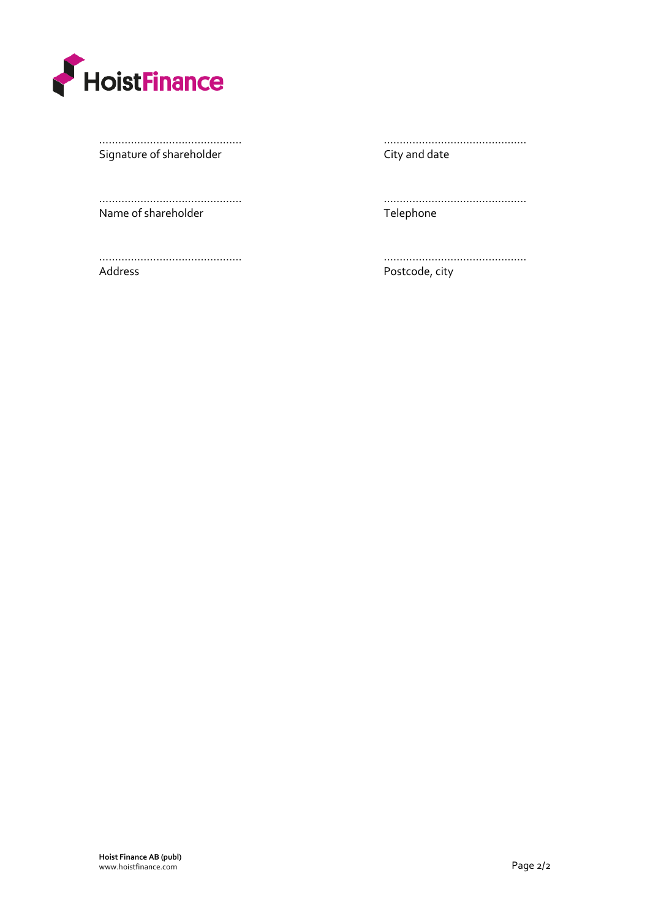............................................
Signature of shareholder

............................................
City and date

............................................
Name of shareholder

............................................
Telephone

............................................
Address

............................................
Postcode, city

**Hoist Finance AB (publ)**
www.hoistfinance.com